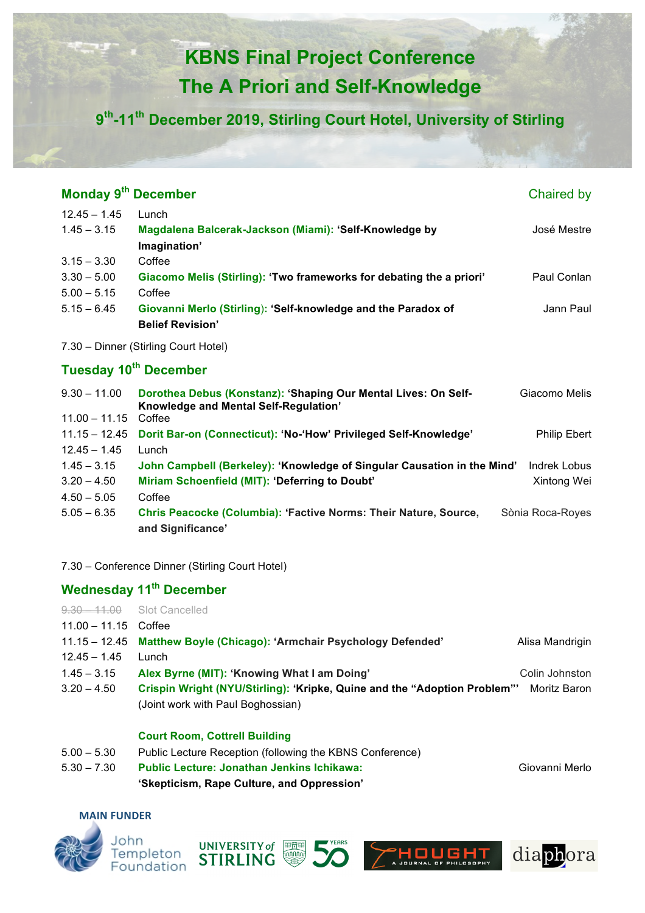# KBNS Final Project Conference
# The A Priori and Self-Knowledge

## 9th-11th December 2019, Stirling Court Hotel, University of Stirling

### Monday 9th December

| Time | Session | Chaired by |
|---|---|---|
| 12.45 – 1.45 | Lunch | |
| 1.45 – 3.15 | **Magdalena Balcerak-Jackson (Miami): 'Self-Knowledge by Imagination'** | José Mestre |
| 3.15 – 3.30 | Coffee | |
| 3.30 – 5.00 | **Giacomo Melis (Stirling): 'Two frameworks for debating the a priori'** | Paul Conlan |
| 5.00 – 5.15 | Coffee | |
| 5.15 – 6.45 | **Giovanni Merlo (Stirling): 'Self-knowledge and the Paradox of Belief Revision'** | Jann Paul |

7.30 – Dinner (Stirling Court Hotel)

### Tuesday 10th December

| Time | Session | Chaired by |
|---|---|---|
| 9.30 – 11.00 | **Dorothea Debus (Konstanz): 'Shaping Our Mental Lives: On Self-Knowledge and Mental Self-Regulation'** | Giacomo Melis |
| 11.00 – 11.15 | Coffee | |
| 11.15 – 12.45 | **Dorit Bar-on (Connecticut): 'No-'How' Privileged Self-Knowledge'** | Philip Ebert |
| 12.45 – 1.45 | Lunch | |
| 1.45 – 3.15 | **John Campbell (Berkeley): 'Knowledge of Singular Causation in the Mind'** | Indrek Lobus |
| 3.20 – 4.50 | **Miriam Schoenfield (MIT): 'Deferring to Doubt'** | Xintong Wei |
| 4.50 – 5.05 | Coffee | |
| 5.05 – 6.35 | **Chris Peacocke (Columbia): 'Factive Norms: Their Nature, Source, and Significance'** | Sònia Roca-Royes |

7.30 – Conference Dinner (Stirling Court Hotel)

### Wednesday 11th December

| Time | Session | Chaired by |
|---|---|---|
| ~~9.30 – 11.00~~ | Slot Cancelled | |
| 11.00 – 11.15 | Coffee | |
| 11.15 – 12.45 | **Matthew Boyle (Chicago): 'Armchair Psychology Defended'** | Alisa Mandrigin |
| 12.45 – 1.45 | Lunch | |
| 1.45 – 3.15 | **Alex Byrne (MIT): 'Knowing What I am Doing'** | Colin Johnston |
| 3.20 – 4.50 | **Crispin Wright (NYU/Stirling): 'Kripke, Quine and the "Adoption Problem"'** (Joint work with Paul Boghossian) | Moritz Baron |

**Court Room, Cottrell Building**

| Time | Session | Chaired by |
|---|---|---|
| 5.00 – 5.30 | Public Lecture Reception (following the KBNS Conference) | |
| 5.30 – 7.30 | **Public Lecture: Jonathan Jenkins Ichikawa: 'Skepticism, Rape Culture, and Oppression'** | Giovanni Merlo |

**MAIN FUNDER**

John Templeton Foundation · University of Stirling 50 Years · Thought: A Journal of Philosophy · diaphora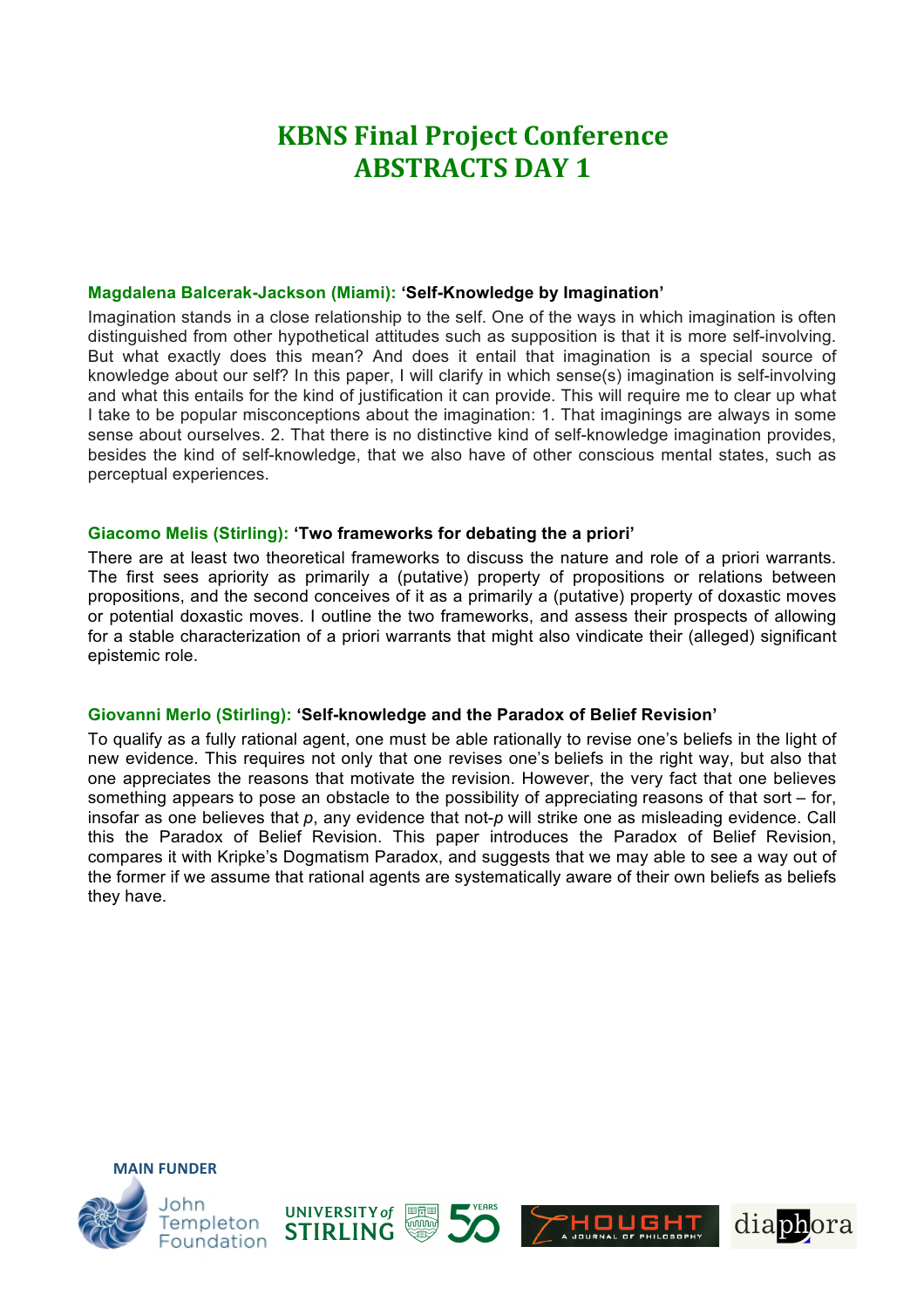# KBNS Final Project Conference
# ABSTRACTS DAY 1

**Magdalena Balcerak-Jackson (Miami): 'Self-Knowledge by Imagination'**

Imagination stands in a close relationship to the self. One of the ways in which imagination is often distinguished from other hypothetical attitudes such as supposition is that it is more self-involving. But what exactly does this mean? And does it entail that imagination is a special source of knowledge about our self? In this paper, I will clarify in which sense(s) imagination is self-involving and what this entails for the kind of justification it can provide. This will require me to clear up what I take to be popular misconceptions about the imagination: 1. That imaginings are always in some sense about ourselves. 2. That there is no distinctive kind of self-knowledge imagination provides, besides the kind of self-knowledge, that we also have of other conscious mental states, such as perceptual experiences.

**Giacomo Melis (Stirling): 'Two frameworks for debating the a priori'**

There are at least two theoretical frameworks to discuss the nature and role of a priori warrants. The first sees apriority as primarily a (putative) property of propositions or relations between propositions, and the second conceives of it as a primarily a (putative) property of doxastic moves or potential doxastic moves. I outline the two frameworks, and assess their prospects of allowing for a stable characterization of a priori warrants that might also vindicate their (alleged) significant epistemic role.

**Giovanni Merlo (Stirling): 'Self-knowledge and the Paradox of Belief Revision'**

To qualify as a fully rational agent, one must be able rationally to revise one's beliefs in the light of new evidence. This requires not only that one revises one's beliefs in the right way, but also that one appreciates the reasons that motivate the revision. However, the very fact that one believes something appears to pose an obstacle to the possibility of appreciating reasons of that sort – for, insofar as one believes that *p*, any evidence that not-*p* will strike one as misleading evidence. Call this the Paradox of Belief Revision. This paper introduces the Paradox of Belief Revision, compares it with Kripke's Dogmatism Paradox, and suggests that we may able to see a way out of the former if we assume that rational agents are systematically aware of their own beliefs as beliefs they have.

MAIN FUNDER

John Templeton Foundation · University of Stirling 50 Years · Thought: A Journal of Philosophy · diaphora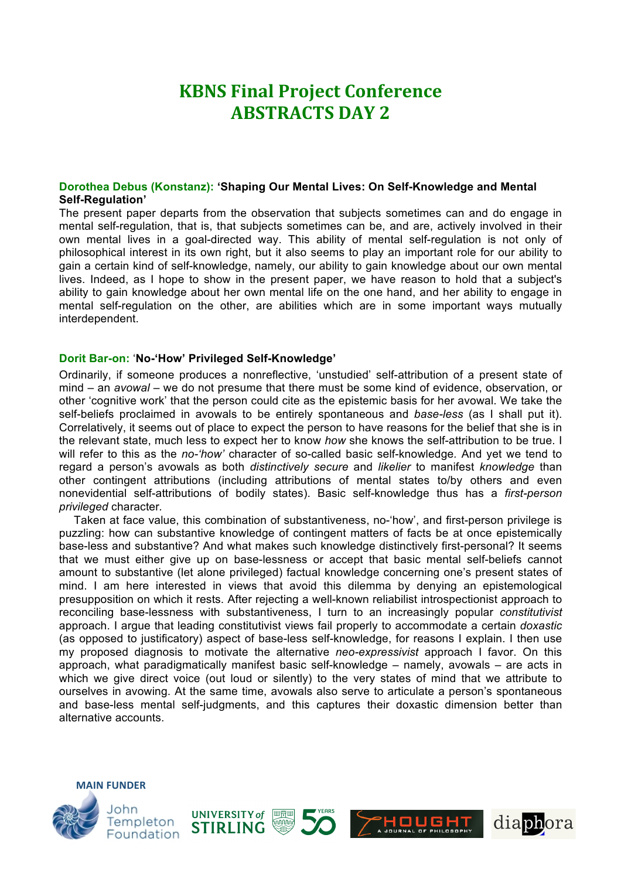# KBNS Final Project Conference
# ABSTRACTS DAY 2

**Dorothea Debus (Konstanz): 'Shaping Our Mental Lives: On Self-Knowledge and Mental Self-Regulation'**

The present paper departs from the observation that subjects sometimes can and do engage in mental self-regulation, that is, that subjects sometimes can be, and are, actively involved in their own mental lives in a goal-directed way. This ability of mental self-regulation is not only of philosophical interest in its own right, but it also seems to play an important role for our ability to gain a certain kind of self-knowledge, namely, our ability to gain knowledge about our own mental lives. Indeed, as I hope to show in the present paper, we have reason to hold that a subject's ability to gain knowledge about her own mental life on the one hand, and her ability to engage in mental self-regulation on the other, are abilities which are in some important ways mutually interdependent.

**Dorit Bar-on: 'No-'How' Privileged Self-Knowledge'**

Ordinarily, if someone produces a nonreflective, 'unstudied' self-attribution of a present state of mind – an *avowal* – we do not presume that there must be some kind of evidence, observation, or other 'cognitive work' that the person could cite as the epistemic basis for her avowal. We take the self-beliefs proclaimed in avowals to be entirely spontaneous and *base-less* (as I shall put it). Correlatively, it seems out of place to expect the person to have reasons for the belief that she is in the relevant state, much less to expect her to know *how* she knows the self-attribution to be true. I will refer to this as the *no-'how'* character of so-called basic self-knowledge. And yet we tend to regard a person's avowals as both *distinctively secure* and *likelier* to manifest *knowledge* than other contingent attributions (including attributions of mental states to/by others and even nonevidential self-attributions of bodily states). Basic self-knowledge thus has a *first-person privileged* character.

Taken at face value, this combination of substantiveness, no-'how', and first-person privilege is puzzling: how can substantive knowledge of contingent matters of facts be at once epistemically base-less and substantive? And what makes such knowledge distinctively first-personal? It seems that we must either give up on base-lessness or accept that basic mental self-beliefs cannot amount to substantive (let alone privileged) factual knowledge concerning one's present states of mind. I am here interested in views that avoid this dilemma by denying an epistemological presupposition on which it rests. After rejecting a well-known reliabilist introspectionist approach to reconciling base-lessness with substantiveness, I turn to an increasingly popular *constitutivist* approach. I argue that leading constitutivist views fail properly to accommodate a certain *doxastic* (as opposed to justificatory) aspect of base-less self-knowledge, for reasons I explain. I then use my proposed diagnosis to motivate the alternative *neo-expressivist* approach I favor. On this approach, what paradigmatically manifest basic self-knowledge – namely, avowals – are acts in which we give direct voice (out loud or silently) to the very states of mind that we attribute to ourselves in avowing. At the same time, avowals also serve to articulate a person's spontaneous and base-less mental self-judgments, and this captures their doxastic dimension better than alternative accounts.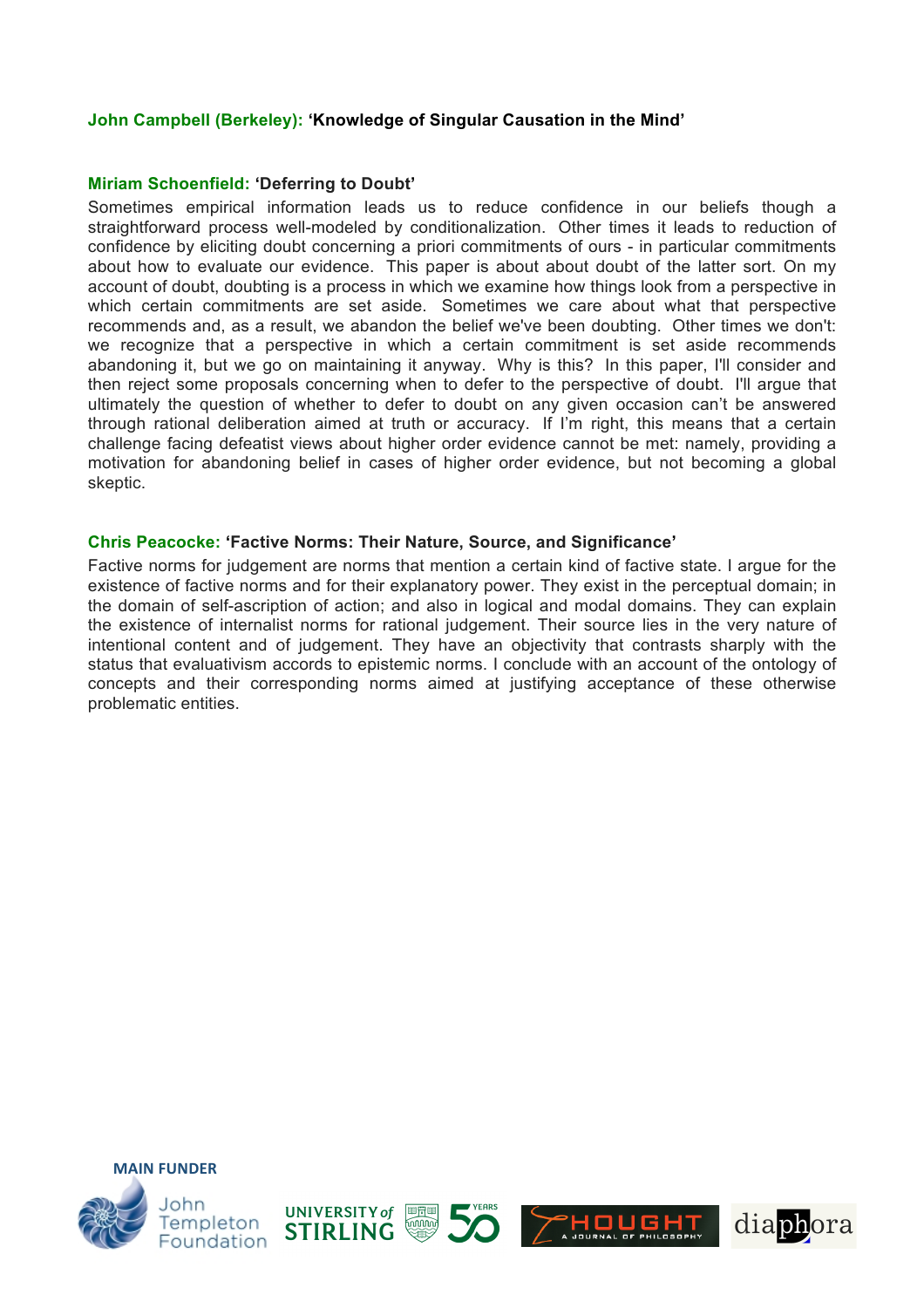**John Campbell (Berkeley): 'Knowledge of Singular Causation in the Mind'**

**Miriam Schoenfield: 'Deferring to Doubt'**

Sometimes empirical information leads us to reduce confidence in our beliefs though a straightforward process well-modeled by conditionalization. Other times it leads to reduction of confidence by eliciting doubt concerning a priori commitments of ours - in particular commitments about how to evaluate our evidence. This paper is about about doubt of the latter sort. On my account of doubt, doubting is a process in which we examine how things look from a perspective in which certain commitments are set aside. Sometimes we care about what that perspective recommends and, as a result, we abandon the belief we've been doubting. Other times we don't: we recognize that a perspective in which a certain commitment is set aside recommends abandoning it, but we go on maintaining it anyway. Why is this? In this paper, I'll consider and then reject some proposals concerning when to defer to the perspective of doubt. I'll argue that ultimately the question of whether to defer to doubt on any given occasion can't be answered through rational deliberation aimed at truth or accuracy. If I'm right, this means that a certain challenge facing defeatist views about higher order evidence cannot be met: namely, providing a motivation for abandoning belief in cases of higher order evidence, but not becoming a global skeptic.

**Chris Peacocke: 'Factive Norms: Their Nature, Source, and Significance'**

Factive norms for judgement are norms that mention a certain kind of factive state. I argue for the existence of factive norms and for their explanatory power. They exist in the perceptual domain; in the domain of self-ascription of action; and also in logical and modal domains. They can explain the existence of internalist norms for rational judgement. Their source lies in the very nature of intentional content and of judgement. They have an objectivity that contrasts sharply with the status that evaluativism accords to epistemic norms. I conclude with an account of the ontology of concepts and their corresponding norms aimed at justifying acceptance of these otherwise problematic entities.

MAIN FUNDER

John Templeton Foundation

UNIVERSITY of STIRLING 50 YEARS

THOUGHT A JOURNAL OF PHILOSOPHY

diaphora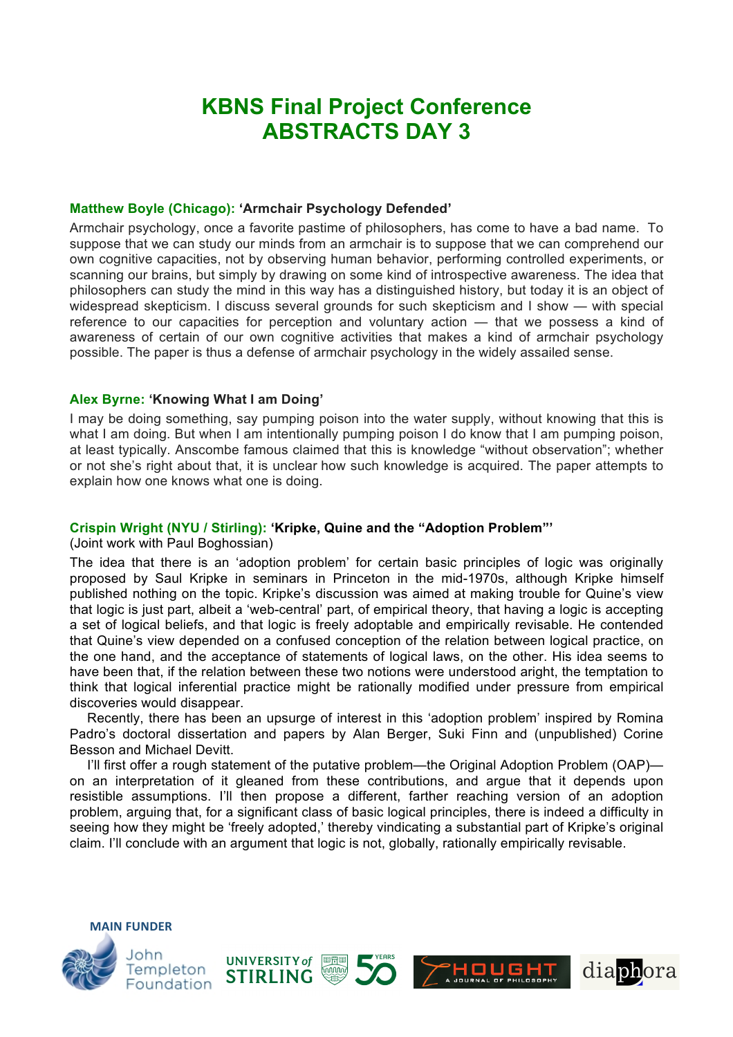# KBNS Final Project Conference
# ABSTRACTS DAY 3

### Matthew Boyle (Chicago): 'Armchair Psychology Defended'

Armchair psychology, once a favorite pastime of philosophers, has come to have a bad name. To suppose that we can study our minds from an armchair is to suppose that we can comprehend our own cognitive capacities, not by observing human behavior, performing controlled experiments, or scanning our brains, but simply by drawing on some kind of introspective awareness. The idea that philosophers can study the mind in this way has a distinguished history, but today it is an object of widespread skepticism. I discuss several grounds for such skepticism and I show — with special reference to our capacities for perception and voluntary action — that we possess a kind of awareness of certain of our own cognitive activities that makes a kind of armchair psychology possible. The paper is thus a defense of armchair psychology in the widely assailed sense.

### Alex Byrne: 'Knowing What I am Doing'

I may be doing something, say pumping poison into the water supply, without knowing that this is what I am doing. But when I am intentionally pumping poison I do know that I am pumping poison, at least typically. Anscombe famous claimed that this is knowledge "without observation"; whether or not she's right about that, it is unclear how such knowledge is acquired. The paper attempts to explain how one knows what one is doing.

### Crispin Wright (NYU / Stirling): 'Kripke, Quine and the "Adoption Problem"'

(Joint work with Paul Boghossian)

The idea that there is an 'adoption problem' for certain basic principles of logic was originally proposed by Saul Kripke in seminars in Princeton in the mid-1970s, although Kripke himself published nothing on the topic. Kripke's discussion was aimed at making trouble for Quine's view that logic is just part, albeit a 'web-central' part, of empirical theory, that having a logic is accepting a set of logical beliefs, and that logic is freely adoptable and empirically revisable. He contended that Quine's view depended on a confused conception of the relation between logical practice, on the one hand, and the acceptance of statements of logical laws, on the other. His idea seems to have been that, if the relation between these two notions were understood aright, the temptation to think that logical inferential practice might be rationally modified under pressure from empirical discoveries would disappear.

Recently, there has been an upsurge of interest in this 'adoption problem' inspired by Romina Padro's doctoral dissertation and papers by Alan Berger, Suki Finn and (unpublished) Corine Besson and Michael Devitt.

I'll first offer a rough statement of the putative problem—the Original Adoption Problem (OAP)—on an interpretation of it gleaned from these contributions, and argue that it depends upon resistible assumptions. I'll then propose a different, farther reaching version of an adoption problem, arguing that, for a significant class of basic logical principles, there is indeed a difficulty in seeing how they might be 'freely adopted,' thereby vindicating a substantial part of Kripke's original claim. I'll conclude with an argument that logic is not, globally, rationally empirically revisable.

MAIN FUNDER

John Templeton Foundation | University of Stirling 50 Years | Thought: A Journal of Philosophy | diaphora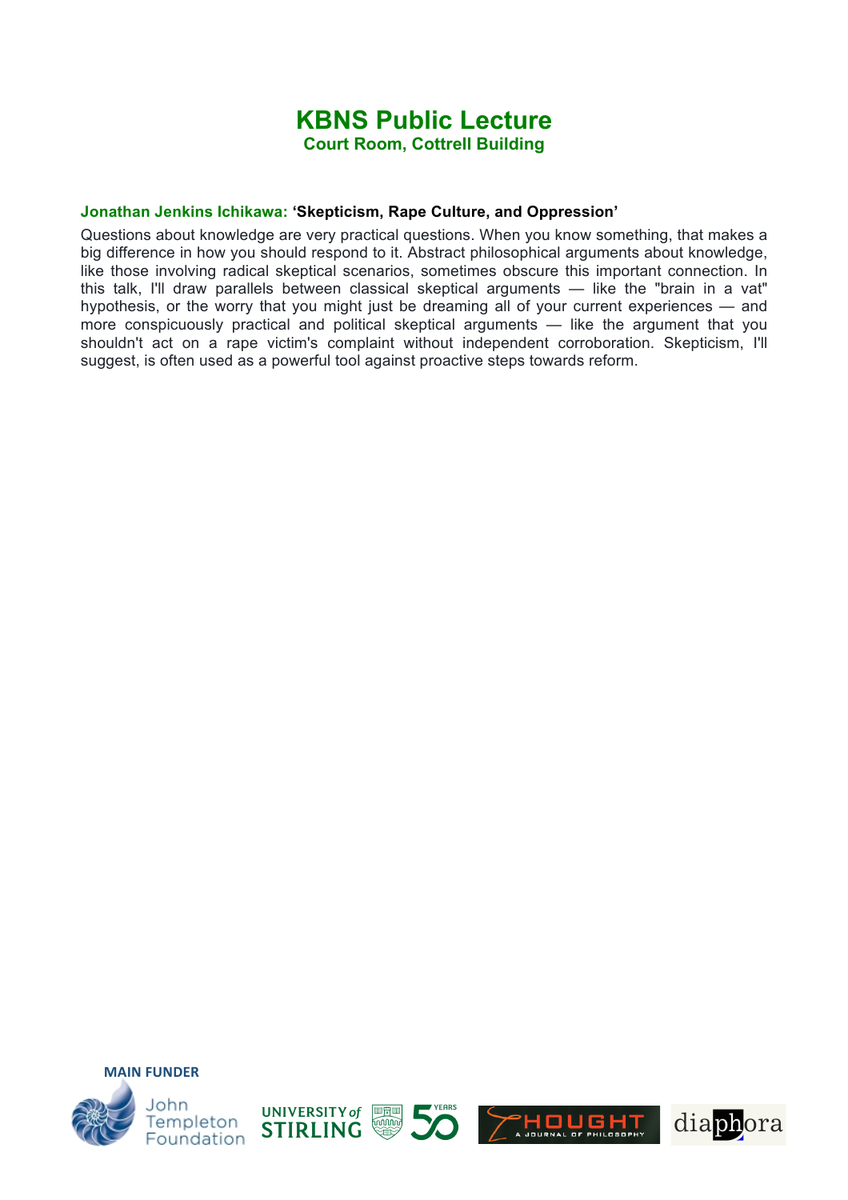# KBNS Public Lecture

**Court Room, Cottrell Building**

**Jonathan Jenkins Ichikawa: 'Skepticism, Rape Culture, and Oppression'**

Questions about knowledge are very practical questions. When you know something, that makes a big difference in how you should respond to it. Abstract philosophical arguments about knowledge, like those involving radical skeptical scenarios, sometimes obscure this important connection. In this talk, I'll draw parallels between classical skeptical arguments — like the "brain in a vat" hypothesis, or the worry that you might just be dreaming all of your current experiences — and more conspicuously practical and political skeptical arguments — like the argument that you shouldn't act on a rape victim's complaint without independent corroboration. Skepticism, I'll suggest, is often used as a powerful tool against proactive steps towards reform.

MAIN FUNDER

John Templeton Foundation

UNIVERSITY of STIRLING 50 YEARS

THOUGHT A JOURNAL OF PHILOSOPHY

diaphora